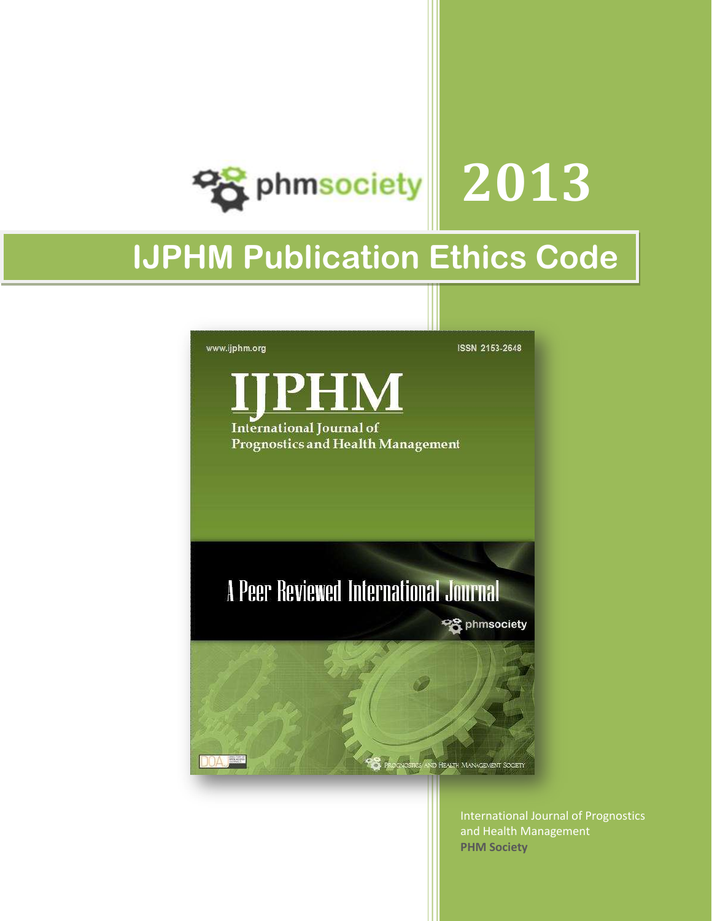phmsociety

# 2013

# IJPHM Publication Ethics Code

www.ijphm.org

ISSN 2153-2648

IJPHM

International Journal of Prognostics and Health Management

A Peer Reviewed International Journal

phmsociety

Prognostics and Health Management Society

International Journal of Prognostics and Health Management

**PHM Society**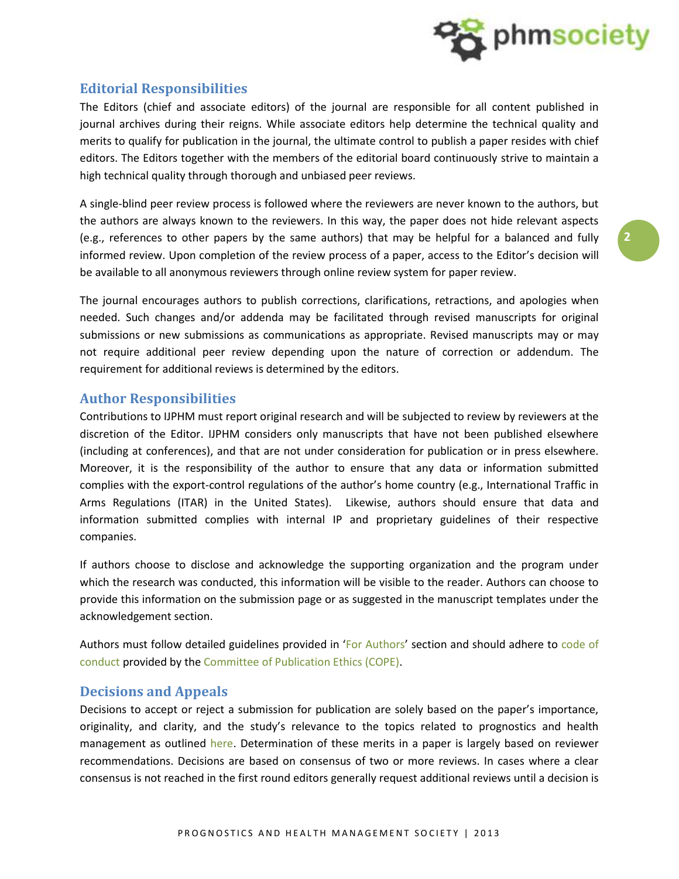## Editorial Responsibilities

The Editors (chief and associate editors) of the journal are responsible for all content published in journal archives during their reigns. While associate editors help determine the technical quality and merits to qualify for publication in the journal, the ultimate control to publish a paper resides with chief editors. The Editors together with the members of the editorial board continuously strive to maintain a high technical quality through thorough and unbiased peer reviews.

A single-blind peer review process is followed where the reviewers are never known to the authors, but the authors are always known to the reviewers. In this way, the paper does not hide relevant aspects (e.g., references to other papers by the same authors) that may be helpful for a balanced and fully informed review. Upon completion of the review process of a paper, access to the Editor's decision will be available to all anonymous reviewers through online review system for paper review.

The journal encourages authors to publish corrections, clarifications, retractions, and apologies when needed. Such changes and/or addenda may be facilitated through revised manuscripts for original submissions or new submissions as communications as appropriate. Revised manuscripts may or may not require additional peer review depending upon the nature of correction or addendum. The requirement for additional reviews is determined by the editors.

## Author Responsibilities

Contributions to IJPHM must report original research and will be subjected to review by reviewers at the discretion of the Editor. IJPHM considers only manuscripts that have not been published elsewhere (including at conferences), and that are not under consideration for publication or in press elsewhere. Moreover, it is the responsibility of the author to ensure that any data or information submitted complies with the export-control regulations of the author's home country (e.g., International Traffic in Arms Regulations (ITAR) in the United States). Likewise, authors should ensure that data and information submitted complies with internal IP and proprietary guidelines of their respective companies.

If authors choose to disclose and acknowledge the supporting organization and the program under which the research was conducted, this information will be visible to the reader. Authors can choose to provide this information on the submission page or as suggested in the manuscript templates under the acknowledgement section.

Authors must follow detailed guidelines provided in 'For Authors' section and should adhere to code of conduct provided by the Committee of Publication Ethics (COPE).

## Decisions and Appeals

Decisions to accept or reject a submission for publication are solely based on the paper's importance, originality, and clarity, and the study's relevance to the topics related to prognostics and health management as outlined here. Determination of these merits in a paper is largely based on reviewer recommendations. Decisions are based on consensus of two or more reviews. In cases where a clear consensus is not reached in the first round editors generally request additional reviews until a decision is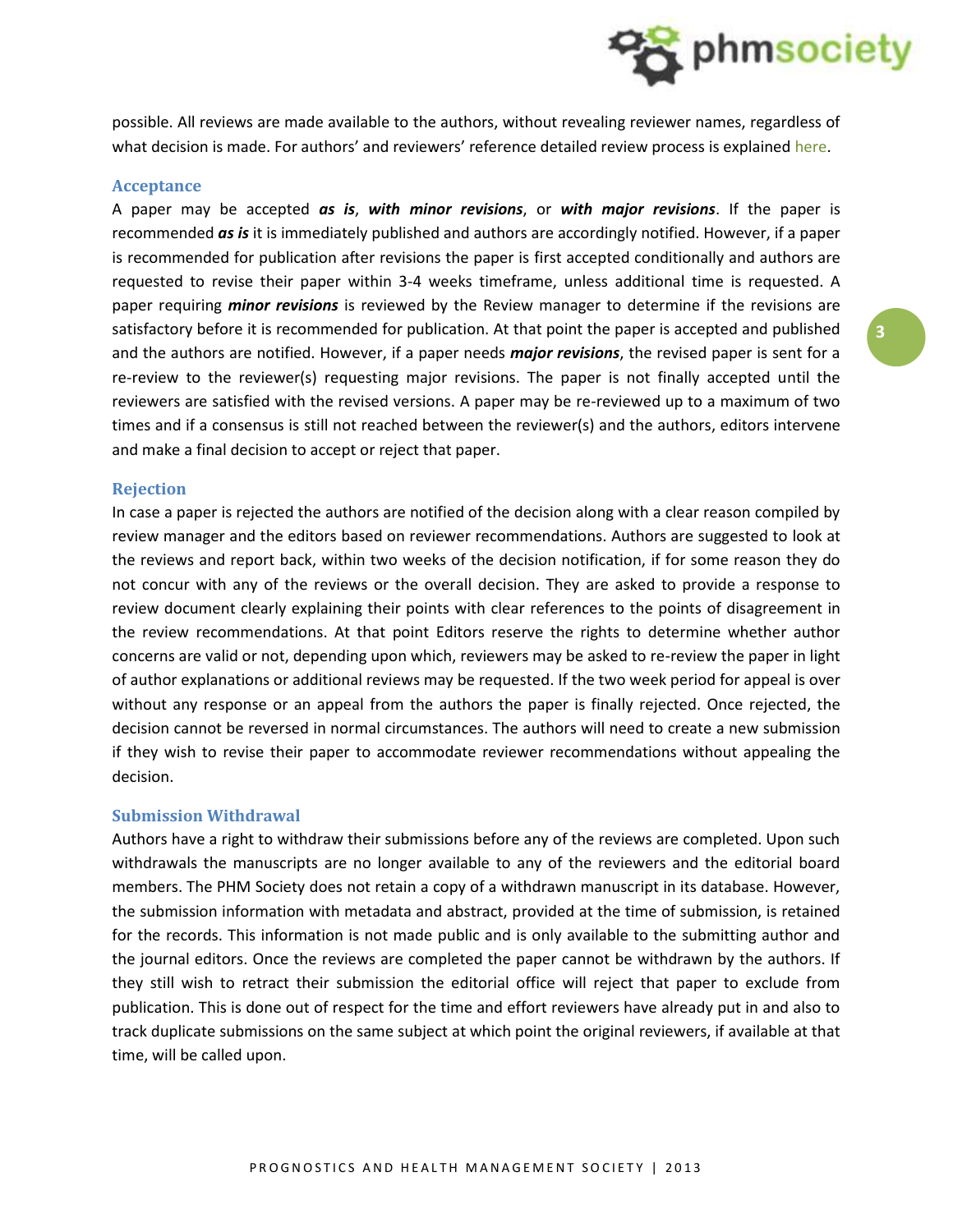possible. All reviews are made available to the authors, without revealing reviewer names, regardless of what decision is made. For authors' and reviewers' reference detailed review process is explained here.

## Acceptance

A paper may be accepted ***as is***, ***with minor revisions***, or ***with major revisions***. If the paper is recommended ***as is*** it is immediately published and authors are accordingly notified. However, if a paper is recommended for publication after revisions the paper is first accepted conditionally and authors are requested to revise their paper within 3-4 weeks timeframe, unless additional time is requested. A paper requiring ***minor revisions*** is reviewed by the Review manager to determine if the revisions are satisfactory before it is recommended for publication. At that point the paper is accepted and published and the authors are notified. However, if a paper needs ***major revisions***, the revised paper is sent for a re-review to the reviewer(s) requesting major revisions. The paper is not finally accepted until the reviewers are satisfied with the revised versions. A paper may be re-reviewed up to a maximum of two times and if a consensus is still not reached between the reviewer(s) and the authors, editors intervene and make a final decision to accept or reject that paper.

## Rejection

In case a paper is rejected the authors are notified of the decision along with a clear reason compiled by review manager and the editors based on reviewer recommendations. Authors are suggested to look at the reviews and report back, within two weeks of the decision notification, if for some reason they do not concur with any of the reviews or the overall decision. They are asked to provide a response to review document clearly explaining their points with clear references to the points of disagreement in the review recommendations. At that point Editors reserve the rights to determine whether author concerns are valid or not, depending upon which, reviewers may be asked to re-review the paper in light of author explanations or additional reviews may be requested. If the two week period for appeal is over without any response or an appeal from the authors the paper is finally rejected. Once rejected, the decision cannot be reversed in normal circumstances. The authors will need to create a new submission if they wish to revise their paper to accommodate reviewer recommendations without appealing the decision.

## Submission Withdrawal

Authors have a right to withdraw their submissions before any of the reviews are completed. Upon such withdrawals the manuscripts are no longer available to any of the reviewers and the editorial board members. The PHM Society does not retain a copy of a withdrawn manuscript in its database. However, the submission information with metadata and abstract, provided at the time of submission, is retained for the records. This information is not made public and is only available to the submitting author and the journal editors. Once the reviews are completed the paper cannot be withdrawn by the authors. If they still wish to retract their submission the editorial office will reject that paper to exclude from publication. This is done out of respect for the time and effort reviewers have already put in and also to track duplicate submissions on the same subject at which point the original reviewers, if available at that time, will be called upon.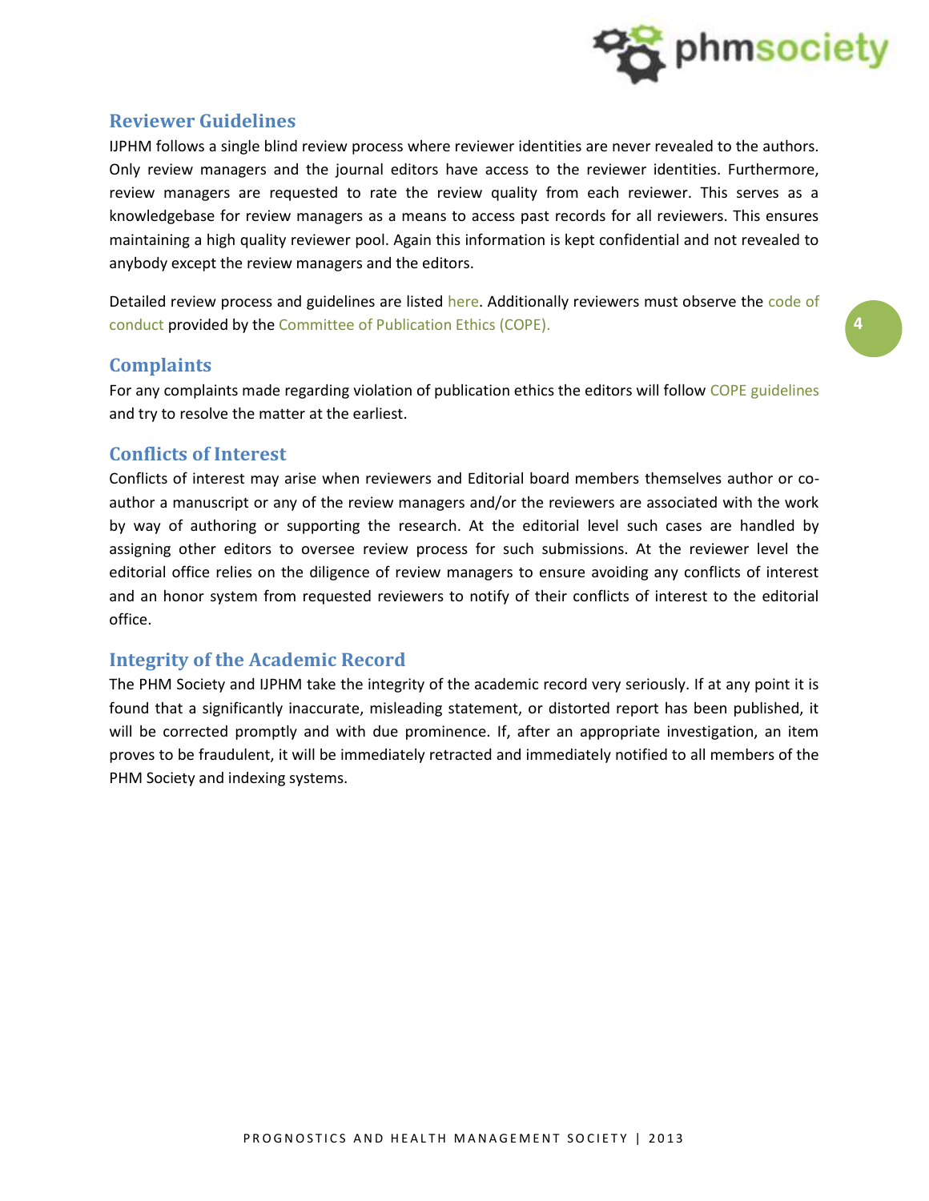## Reviewer Guidelines

IJPHM follows a single blind review process where reviewer identities are never revealed to the authors. Only review managers and the journal editors have access to the reviewer identities. Furthermore, review managers are requested to rate the review quality from each reviewer. This serves as a knowledgebase for review managers as a means to access past records for all reviewers. This ensures maintaining a high quality reviewer pool. Again this information is kept confidential and not revealed to anybody except the review managers and the editors.

Detailed review process and guidelines are listed here. Additionally reviewers must observe the code of conduct provided by the Committee of Publication Ethics (COPE).

## Complaints

For any complaints made regarding violation of publication ethics the editors will follow COPE guidelines and try to resolve the matter at the earliest.

## Conflicts of Interest

Conflicts of interest may arise when reviewers and Editorial board members themselves author or co-author a manuscript or any of the review managers and/or the reviewers are associated with the work by way of authoring or supporting the research. At the editorial level such cases are handled by assigning other editors to oversee review process for such submissions. At the reviewer level the editorial office relies on the diligence of review managers to ensure avoiding any conflicts of interest and an honor system from requested reviewers to notify of their conflicts of interest to the editorial office.

## Integrity of the Academic Record

The PHM Society and IJPHM take the integrity of the academic record very seriously. If at any point it is found that a significantly inaccurate, misleading statement, or distorted report has been published, it will be corrected promptly and with due prominence. If, after an appropriate investigation, an item proves to be fraudulent, it will be immediately retracted and immediately notified to all members of the PHM Society and indexing systems.